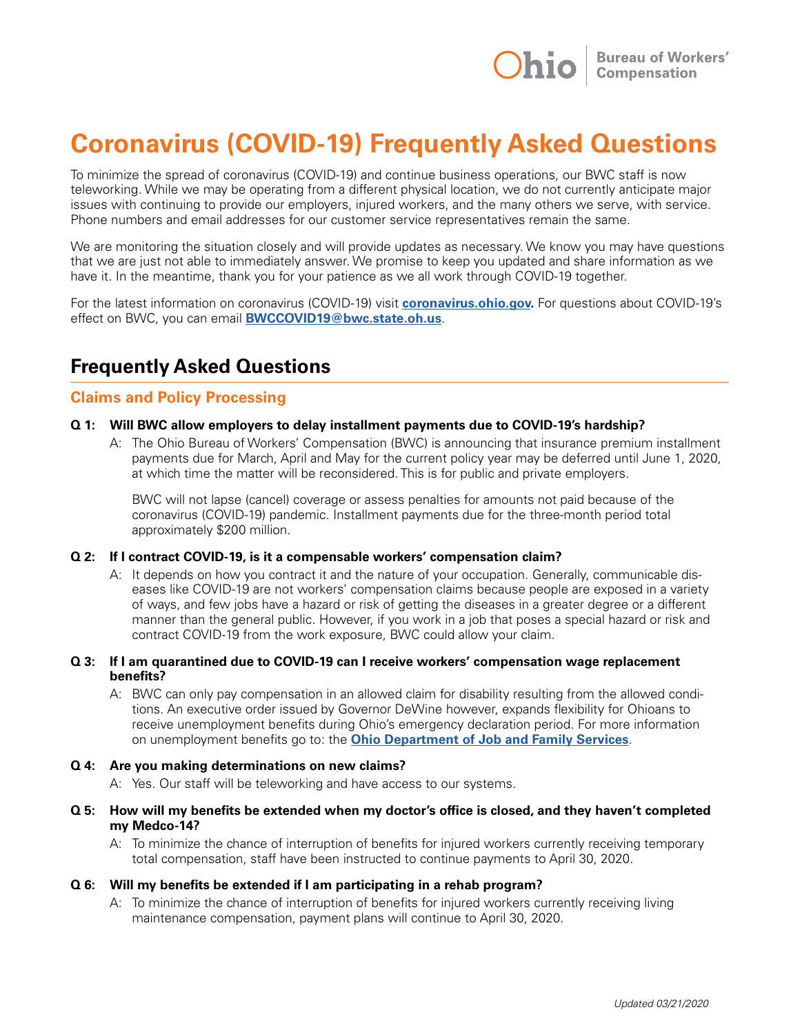# Coronavirus (COVID-19) Frequently Asked Questions

To minimize the spread of coronavirus (COVID-19) and continue business operations, our BWC staff is now teleworking. While we may be operating from a different physical location, we do not currently anticipate major issues with continuing to provide our employers, injured workers, and the many others we serve, with service. Phone numbers and email addresses for our customer service representatives remain the same.

We are monitoring the situation closely and will provide updates as necessary. We know you may have questions that we are just not able to immediately answer. We promise to keep you updated and share information as we have it. In the meantime, thank you for your patience as we all work through COVID-19 together.

For the latest information on coronavirus (COVID-19) visit **coronavirus.ohio.gov.** For questions about COVID-19's effect on BWC, you can email **BWCCOVID19@bwc.state.oh.us**.

## Frequently Asked Questions

### Claims and Policy Processing

**Q 1: Will BWC allow employers to delay installment payments due to COVID-19's hardship?**

A: The Ohio Bureau of Workers' Compensation (BWC) is announcing that insurance premium installment payments due for March, April and May for the current policy year may be deferred until June 1, 2020, at which time the matter will be reconsidered. This is for public and private employers.

BWC will not lapse (cancel) coverage or assess penalties for amounts not paid because of the coronavirus (COVID-19) pandemic. Installment payments due for the three-month period total approximately $200 million.

**Q 2: If I contract COVID-19, is it a compensable workers' compensation claim?**

A: It depends on how you contract it and the nature of your occupation. Generally, communicable diseases like COVID-19 are not workers' compensation claims because people are exposed in a variety of ways, and few jobs have a hazard or risk of getting the diseases in a greater degree or a different manner than the general public. However, if you work in a job that poses a special hazard or risk and contract COVID-19 from the work exposure, BWC could allow your claim.

**Q 3: If I am quarantined due to COVID-19 can I receive workers' compensation wage replacement benefits?**

A: BWC can only pay compensation in an allowed claim for disability resulting from the allowed conditions. An executive order issued by Governor DeWine however, expands flexibility for Ohioans to receive unemployment benefits during Ohio's emergency declaration period. For more information on unemployment benefits go to: the **Ohio Department of Job and Family Services**.

**Q 4: Are you making determinations on new claims?**

A: Yes. Our staff will be teleworking and have access to our systems.

**Q 5: How will my benefits be extended when my doctor's office is closed, and they haven't completed my Medco-14?**

A: To minimize the chance of interruption of benefits for injured workers currently receiving temporary total compensation, staff have been instructed to continue payments to April 30, 2020.

**Q 6: Will my benefits be extended if I am participating in a rehab program?**

A: To minimize the chance of interruption of benefits for injured workers currently receiving living maintenance compensation, payment plans will continue to April 30, 2020.

*Updated 03/21/2020*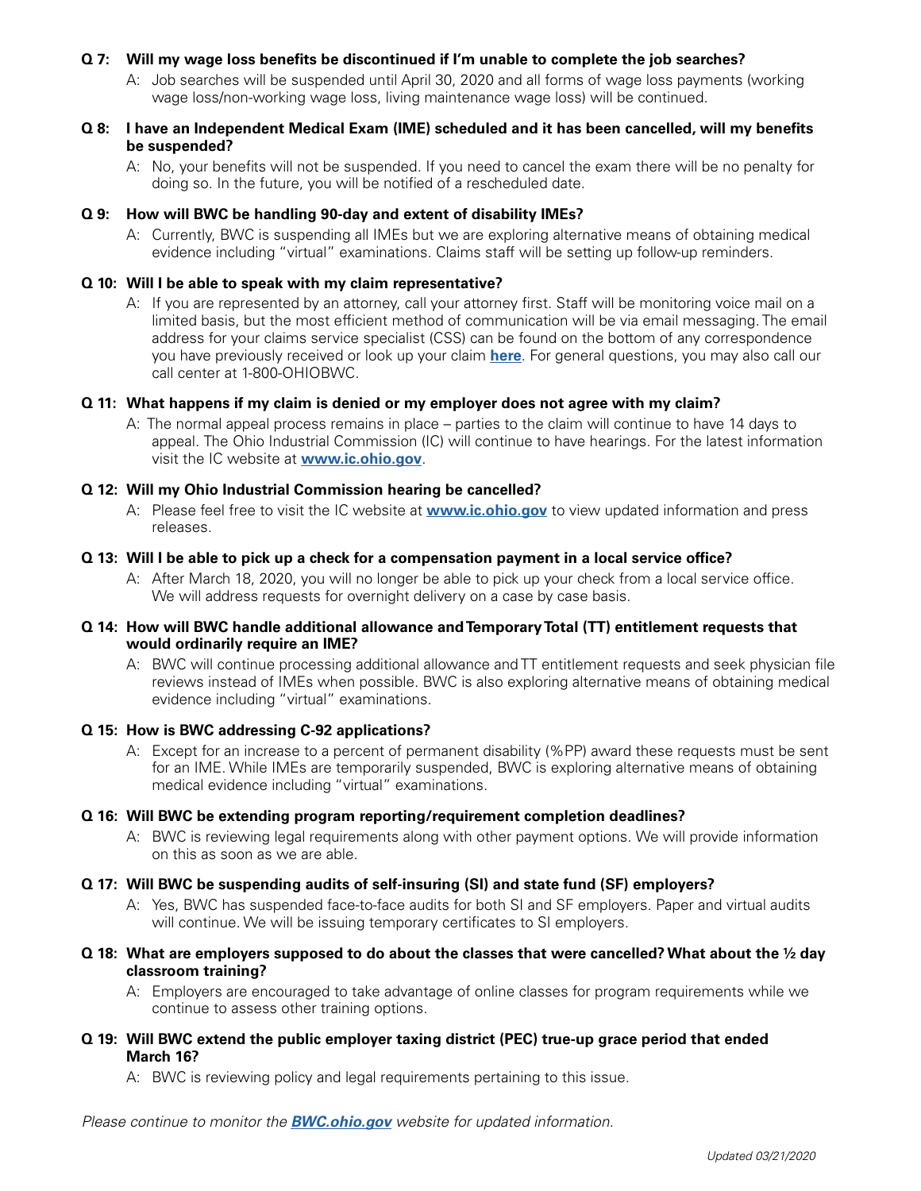**Q 7: Will my wage loss benefits be discontinued if I'm unable to complete the job searches?**

A: Job searches will be suspended until April 30, 2020 and all forms of wage loss payments (working wage loss/non-working wage loss, living maintenance wage loss) will be continued.

**Q 8: I have an Independent Medical Exam (IME) scheduled and it has been cancelled, will my benefits be suspended?**

A: No, your benefits will not be suspended. If you need to cancel the exam there will be no penalty for doing so. In the future, you will be notified of a rescheduled date.

**Q 9: How will BWC be handling 90-day and extent of disability IMEs?**

A: Currently, BWC is suspending all IMEs but we are exploring alternative means of obtaining medical evidence including "virtual" examinations. Claims staff will be setting up follow-up reminders.

**Q 10: Will I be able to speak with my claim representative?**

A: If you are represented by an attorney, call your attorney first. Staff will be monitoring voice mail on a limited basis, but the most efficient method of communication will be via email messaging. The email address for your claims service specialist (CSS) can be found on the bottom of any correspondence you have previously received or look up your claim **here**. For general questions, you may also call our call center at 1-800-OHIOBWC.

**Q 11: What happens if my claim is denied or my employer does not agree with my claim?**

A: The normal appeal process remains in place – parties to the claim will continue to have 14 days to appeal. The Ohio Industrial Commission (IC) will continue to have hearings. For the latest information visit the IC website at **www.ic.ohio.gov**.

**Q 12: Will my Ohio Industrial Commission hearing be cancelled?**

A: Please feel free to visit the IC website at **www.ic.ohio.gov** to view updated information and press releases.

**Q 13: Will I be able to pick up a check for a compensation payment in a local service office?**

A: After March 18, 2020, you will no longer be able to pick up your check from a local service office. We will address requests for overnight delivery on a case by case basis.

**Q 14: How will BWC handle additional allowance and Temporary Total (TT) entitlement requests that would ordinarily require an IME?**

A: BWC will continue processing additional allowance and TT entitlement requests and seek physician file reviews instead of IMEs when possible. BWC is also exploring alternative means of obtaining medical evidence including "virtual" examinations.

**Q 15: How is BWC addressing C-92 applications?**

A: Except for an increase to a percent of permanent disability (%PP) award these requests must be sent for an IME. While IMEs are temporarily suspended, BWC is exploring alternative means of obtaining medical evidence including "virtual" examinations.

**Q 16: Will BWC be extending program reporting/requirement completion deadlines?**

A: BWC is reviewing legal requirements along with other payment options. We will provide information on this as soon as we are able.

**Q 17: Will BWC be suspending audits of self-insuring (SI) and state fund (SF) employers?**

A: Yes, BWC has suspended face-to-face audits for both SI and SF employers. Paper and virtual audits will continue. We will be issuing temporary certificates to SI employers.

**Q 18: What are employers supposed to do about the classes that were cancelled? What about the ½ day classroom training?**

A: Employers are encouraged to take advantage of online classes for program requirements while we continue to assess other training options.

**Q 19: Will BWC extend the public employer taxing district (PEC) true-up grace period that ended March 16?**

A: BWC is reviewing policy and legal requirements pertaining to this issue.

*Please continue to monitor the **BWC.ohio.gov** website for updated information.*

*Updated 03/21/2020*